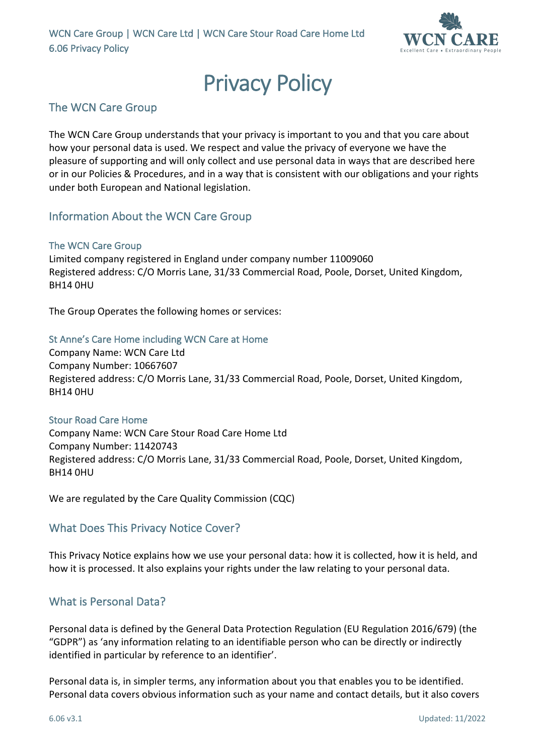# Privacy Policy

## The WCN Care Group

The WCN Care Group understands that your privacy is important to you and that you care about how your personal data is used. We respect and value the privacy of everyone we have the pleasure of supporting and will only collect and use personal data in ways that are described here or in our Policies & Procedures, and in a way that is consistent with our obligations and your rights under both European and National legislation.

## Information About the WCN Care Group

### The WCN Care Group

Limited company registered in England under company number 11009060
Registered address: C/O Morris Lane, 31/33 Commercial Road, Poole, Dorset, United Kingdom, BH14 0HU

The Group Operates the following homes or services:

### St Anne's Care Home including WCN Care at Home

Company Name: WCN Care Ltd
Company Number: 10667607
Registered address: C/O Morris Lane, 31/33 Commercial Road, Poole, Dorset, United Kingdom, BH14 0HU

### Stour Road Care Home

Company Name: WCN Care Stour Road Care Home Ltd
Company Number: 11420743
Registered address: C/O Morris Lane, 31/33 Commercial Road, Poole, Dorset, United Kingdom, BH14 0HU

We are regulated by the Care Quality Commission (CQC)

## What Does This Privacy Notice Cover?

This Privacy Notice explains how we use your personal data: how it is collected, how it is held, and how it is processed. It also explains your rights under the law relating to your personal data.

## What is Personal Data?

Personal data is defined by the General Data Protection Regulation (EU Regulation 2016/679) (the "GDPR") as 'any information relating to an identifiable person who can be directly or indirectly identified in particular by reference to an identifier'.

Personal data is, in simpler terms, any information about you that enables you to be identified. Personal data covers obvious information such as your name and contact details, but it also covers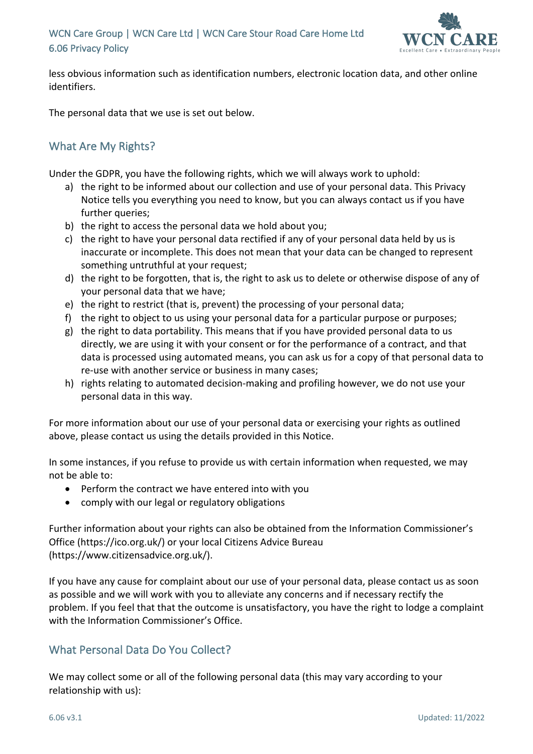less obvious information such as identification numbers, electronic location data, and other online identifiers.

The personal data that we use is set out below.

## What Are My Rights?

Under the GDPR, you have the following rights, which we will always work to uphold:

a) the right to be informed about our collection and use of your personal data. This Privacy Notice tells you everything you need to know, but you can always contact us if you have further queries;
b) the right to access the personal data we hold about you;
c) the right to have your personal data rectified if any of your personal data held by us is inaccurate or incomplete. This does not mean that your data can be changed to represent something untruthful at your request;
d) the right to be forgotten, that is, the right to ask us to delete or otherwise dispose of any of your personal data that we have;
e) the right to restrict (that is, prevent) the processing of your personal data;
f) the right to object to us using your personal data for a particular purpose or purposes;
g) the right to data portability. This means that if you have provided personal data to us directly, we are using it with your consent or for the performance of a contract, and that data is processed using automated means, you can ask us for a copy of that personal data to re-use with another service or business in many cases;
h) rights relating to automated decision-making and profiling however, we do not use your personal data in this way.

For more information about our use of your personal data or exercising your rights as outlined above, please contact us using the details provided in this Notice.

In some instances, if you refuse to provide us with certain information when requested, we may not be able to:

- Perform the contract we have entered into with you
- comply with our legal or regulatory obligations

Further information about your rights can also be obtained from the Information Commissioner's Office (https://ico.org.uk/) or your local Citizens Advice Bureau (https://www.citizensadvice.org.uk/).

If you have any cause for complaint about our use of your personal data, please contact us as soon as possible and we will work with you to alleviate any concerns and if necessary rectify the problem. If you feel that that the outcome is unsatisfactory, you have the right to lodge a complaint with the Information Commissioner's Office.

## What Personal Data Do You Collect?

We may collect some or all of the following personal data (this may vary according to your relationship with us):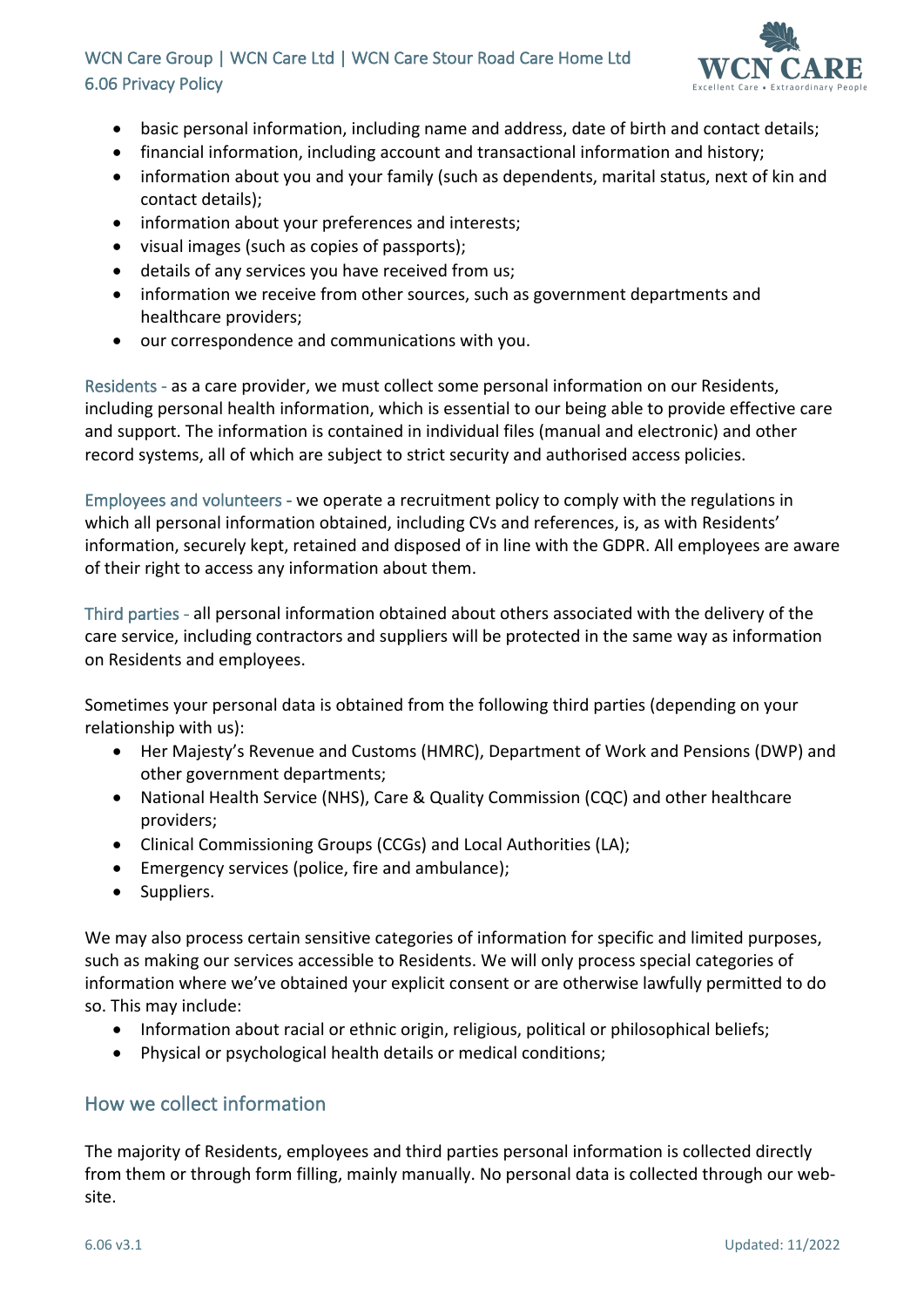- basic personal information, including name and address, date of birth and contact details;
- financial information, including account and transactional information and history;
- information about you and your family (such as dependents, marital status, next of kin and contact details);
- information about your preferences and interests;
- visual images (such as copies of passports);
- details of any services you have received from us;
- information we receive from other sources, such as government departments and healthcare providers;
- our correspondence and communications with you.

Residents - as a care provider, we must collect some personal information on our Residents, including personal health information, which is essential to our being able to provide effective care and support. The information is contained in individual files (manual and electronic) and other record systems, all of which are subject to strict security and authorised access policies.

Employees and volunteers - we operate a recruitment policy to comply with the regulations in which all personal information obtained, including CVs and references, is, as with Residents' information, securely kept, retained and disposed of in line with the GDPR. All employees are aware of their right to access any information about them.

Third parties - all personal information obtained about others associated with the delivery of the care service, including contractors and suppliers will be protected in the same way as information on Residents and employees.

Sometimes your personal data is obtained from the following third parties (depending on your relationship with us):

- Her Majesty's Revenue and Customs (HMRC), Department of Work and Pensions (DWP) and other government departments;
- National Health Service (NHS), Care & Quality Commission (CQC) and other healthcare providers;
- Clinical Commissioning Groups (CCGs) and Local Authorities (LA);
- Emergency services (police, fire and ambulance);
- Suppliers.

We may also process certain sensitive categories of information for specific and limited purposes, such as making our services accessible to Residents. We will only process special categories of information where we've obtained your explicit consent or are otherwise lawfully permitted to do so. This may include:

- Information about racial or ethnic origin, religious, political or philosophical beliefs;
- Physical or psychological health details or medical conditions;

## How we collect information

The majority of Residents, employees and third parties personal information is collected directly from them or through form filling, mainly manually. No personal data is collected through our web-site.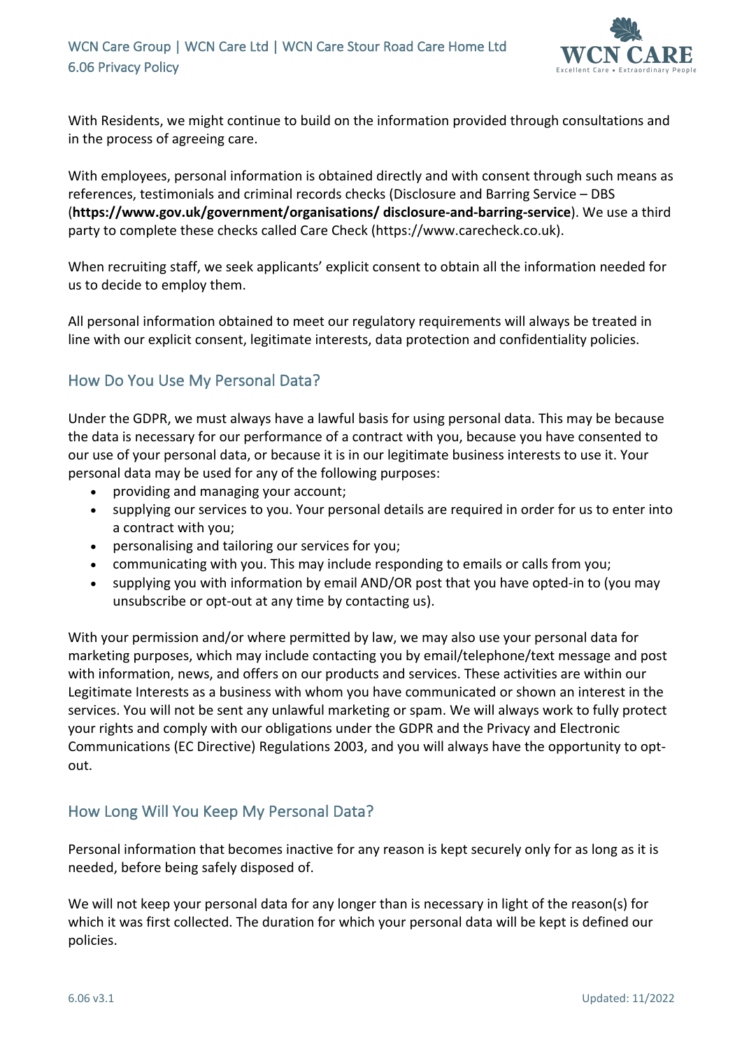With Residents, we might continue to build on the information provided through consultations and in the process of agreeing care.

With employees, personal information is obtained directly and with consent through such means as references, testimonials and criminal records checks (Disclosure and Barring Service – DBS (**https://www.gov.uk/government/organisations/ disclosure-and-barring-service**). We use a third party to complete these checks called Care Check (https://www.carecheck.co.uk).

When recruiting staff, we seek applicants' explicit consent to obtain all the information needed for us to decide to employ them.

All personal information obtained to meet our regulatory requirements will always be treated in line with our explicit consent, legitimate interests, data protection and confidentiality policies.

## How Do You Use My Personal Data?

Under the GDPR, we must always have a lawful basis for using personal data. This may be because the data is necessary for our performance of a contract with you, because you have consented to our use of your personal data, or because it is in our legitimate business interests to use it. Your personal data may be used for any of the following purposes:

- providing and managing your account;
- supplying our services to you. Your personal details are required in order for us to enter into a contract with you;
- personalising and tailoring our services for you;
- communicating with you. This may include responding to emails or calls from you;
- supplying you with information by email AND/OR post that you have opted-in to (you may unsubscribe or opt-out at any time by contacting us).

With your permission and/or where permitted by law, we may also use your personal data for marketing purposes, which may include contacting you by email/telephone/text message and post with information, news, and offers on our products and services. These activities are within our Legitimate Interests as a business with whom you have communicated or shown an interest in the services. You will not be sent any unlawful marketing or spam. We will always work to fully protect your rights and comply with our obligations under the GDPR and the Privacy and Electronic Communications (EC Directive) Regulations 2003, and you will always have the opportunity to opt-out.

## How Long Will You Keep My Personal Data?

Personal information that becomes inactive for any reason is kept securely only for as long as it is needed, before being safely disposed of.

We will not keep your personal data for any longer than is necessary in light of the reason(s) for which it was first collected. The duration for which your personal data will be kept is defined our policies.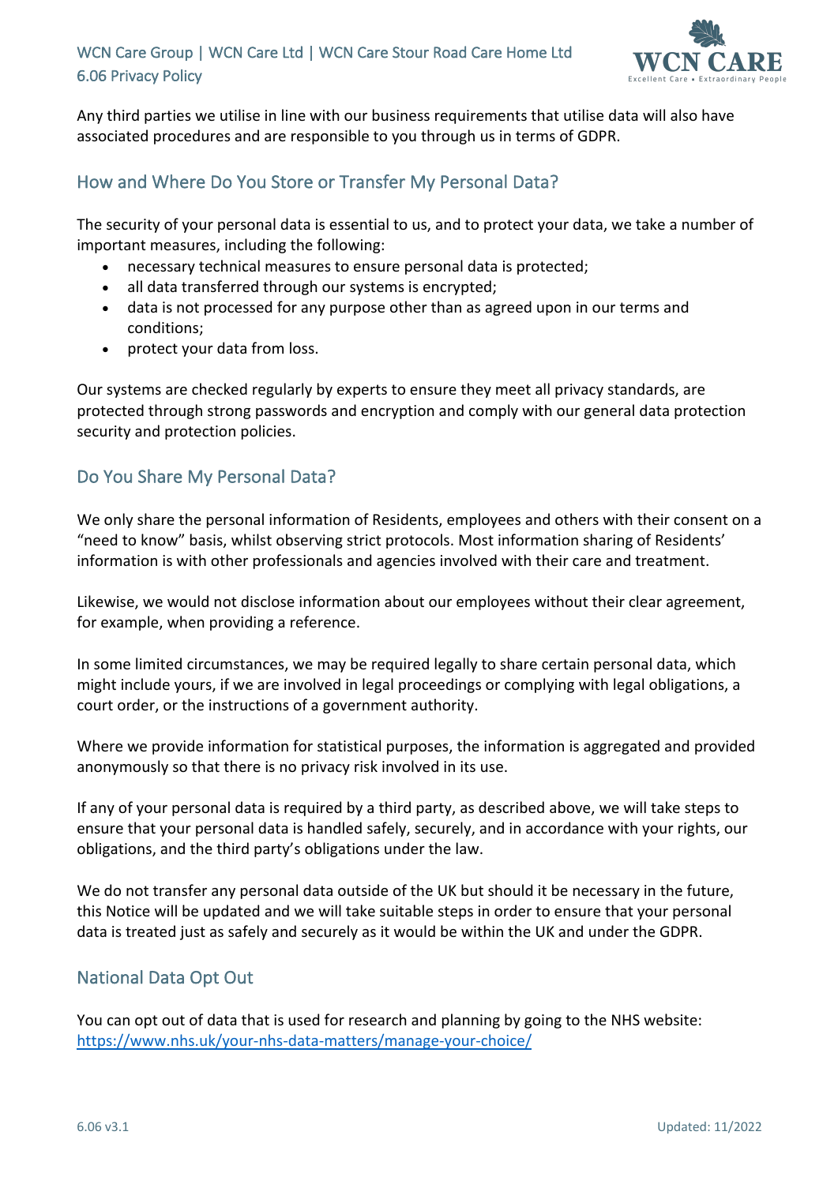Any third parties we utilise in line with our business requirements that utilise data will also have associated procedures and are responsible to you through us in terms of GDPR.

## How and Where Do You Store or Transfer My Personal Data?

The security of your personal data is essential to us, and to protect your data, we take a number of important measures, including the following:

- necessary technical measures to ensure personal data is protected;
- all data transferred through our systems is encrypted;
- data is not processed for any purpose other than as agreed upon in our terms and conditions;
- protect your data from loss.

Our systems are checked regularly by experts to ensure they meet all privacy standards, are protected through strong passwords and encryption and comply with our general data protection security and protection policies.

## Do You Share My Personal Data?

We only share the personal information of Residents, employees and others with their consent on a "need to know" basis, whilst observing strict protocols. Most information sharing of Residents' information is with other professionals and agencies involved with their care and treatment.

Likewise, we would not disclose information about our employees without their clear agreement, for example, when providing a reference.

In some limited circumstances, we may be required legally to share certain personal data, which might include yours, if we are involved in legal proceedings or complying with legal obligations, a court order, or the instructions of a government authority.

Where we provide information for statistical purposes, the information is aggregated and provided anonymously so that there is no privacy risk involved in its use.

If any of your personal data is required by a third party, as described above, we will take steps to ensure that your personal data is handled safely, securely, and in accordance with your rights, our obligations, and the third party's obligations under the law.

We do not transfer any personal data outside of the UK but should it be necessary in the future, this Notice will be updated and we will take suitable steps in order to ensure that your personal data is treated just as safely and securely as it would be within the UK and under the GDPR.

## National Data Opt Out

You can opt out of data that is used for research and planning by going to the NHS website: https://www.nhs.uk/your-nhs-data-matters/manage-your-choice/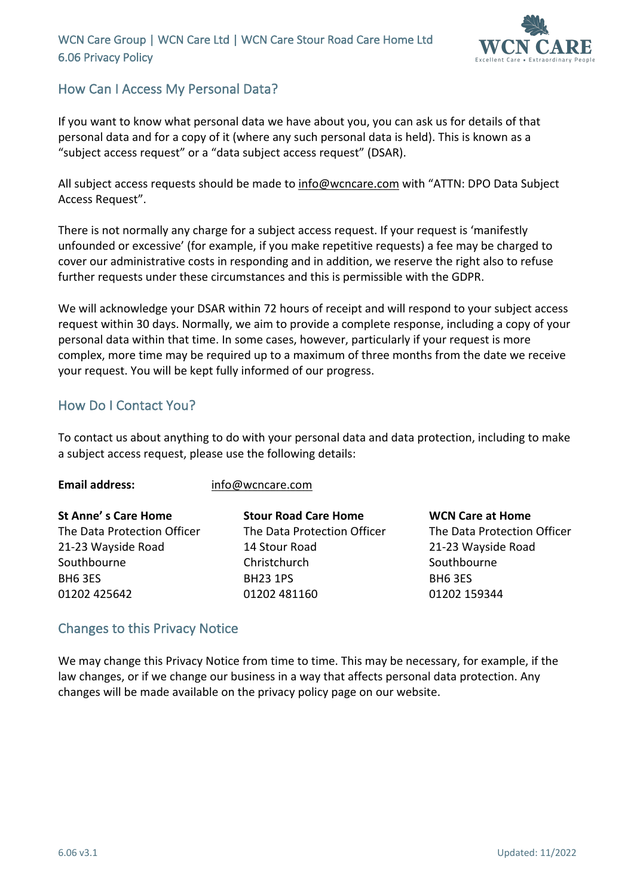## How Can I Access My Personal Data?

If you want to know what personal data we have about you, you can ask us for details of that personal data and for a copy of it (where any such personal data is held). This is known as a "subject access request" or a "data subject access request" (DSAR).

All subject access requests should be made to info@wcncare.com with "ATTN: DPO Data Subject Access Request".

There is not normally any charge for a subject access request. If your request is 'manifestly unfounded or excessive' (for example, if you make repetitive requests) a fee may be charged to cover our administrative costs in responding and in addition, we reserve the right also to refuse further requests under these circumstances and this is permissible with the GDPR.

We will acknowledge your DSAR within 72 hours of receipt and will respond to your subject access request within 30 days. Normally, we aim to provide a complete response, including a copy of your personal data within that time. In some cases, however, particularly if your request is more complex, more time may be required up to a maximum of three months from the date we receive your request. You will be kept fully informed of our progress.

## How Do I Contact You?

To contact us about anything to do with your personal data and data protection, including to make a subject access request, please use the following details:

**Email address:** info@wcncare.com

**St Anne' s Care Home**
The Data Protection Officer
21-23 Wayside Road
Southbourne
BH6 3ES
01202 425642

**Stour Road Care Home**
The Data Protection Officer
14 Stour Road
Christchurch
BH23 1PS
01202 481160

**WCN Care at Home**
The Data Protection Officer
21-23 Wayside Road
Southbourne
BH6 3ES
01202 159344

## Changes to this Privacy Notice

We may change this Privacy Notice from time to time. This may be necessary, for example, if the law changes, or if we change our business in a way that affects personal data protection. Any changes will be made available on the privacy policy page on our website.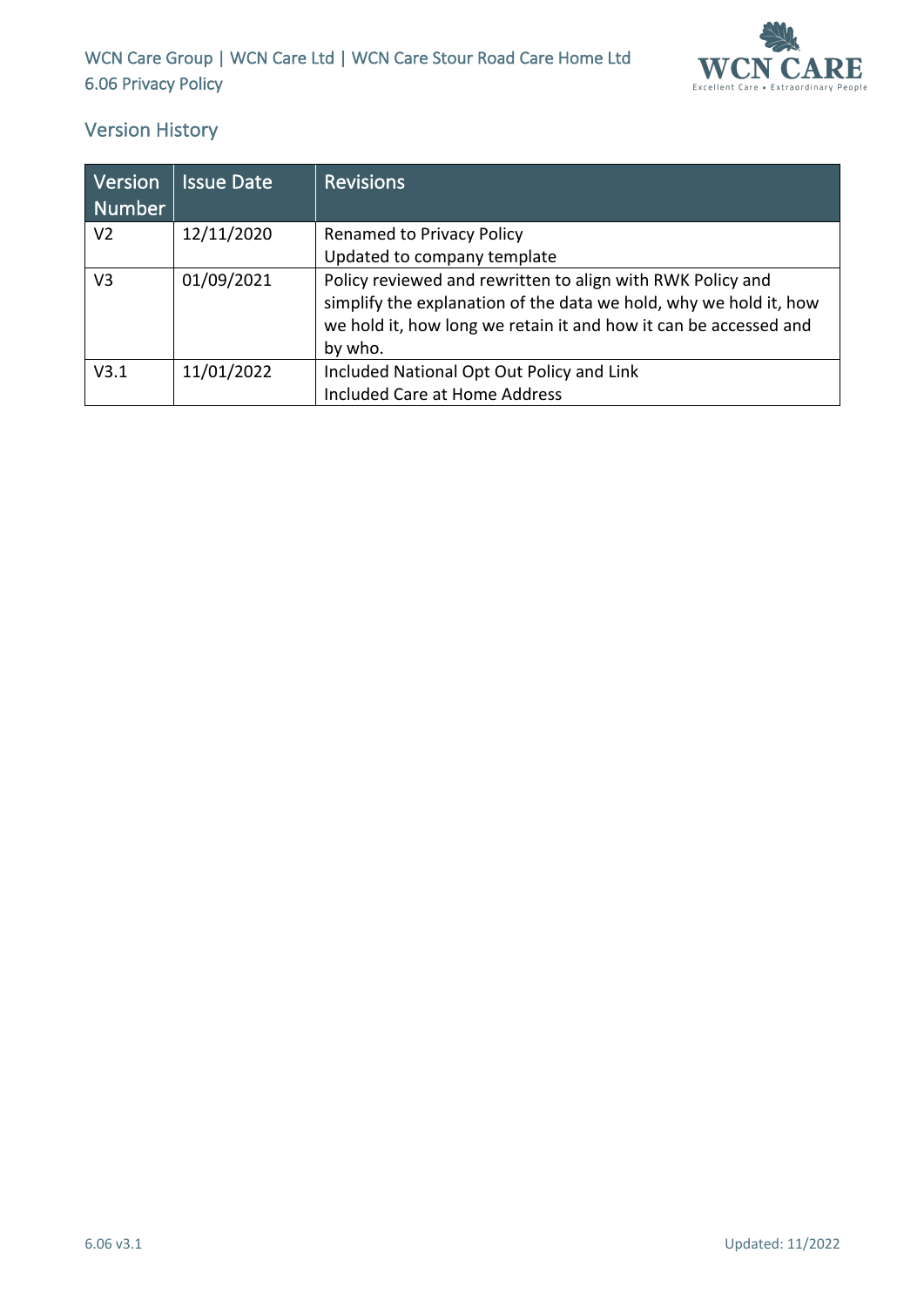## Version History

| Version Number | Issue Date | Revisions |
|---|---|---|
| V2 | 12/11/2020 | Renamed to Privacy Policy<br>Updated to company template |
| V3 | 01/09/2021 | Policy reviewed and rewritten to align with RWK Policy and simplify the explanation of the data we hold, why we hold it, how we hold it, how long we retain it and how it can be accessed and by who. |
| V3.1 | 11/01/2022 | Included National Opt Out Policy and Link<br>Included Care at Home Address |